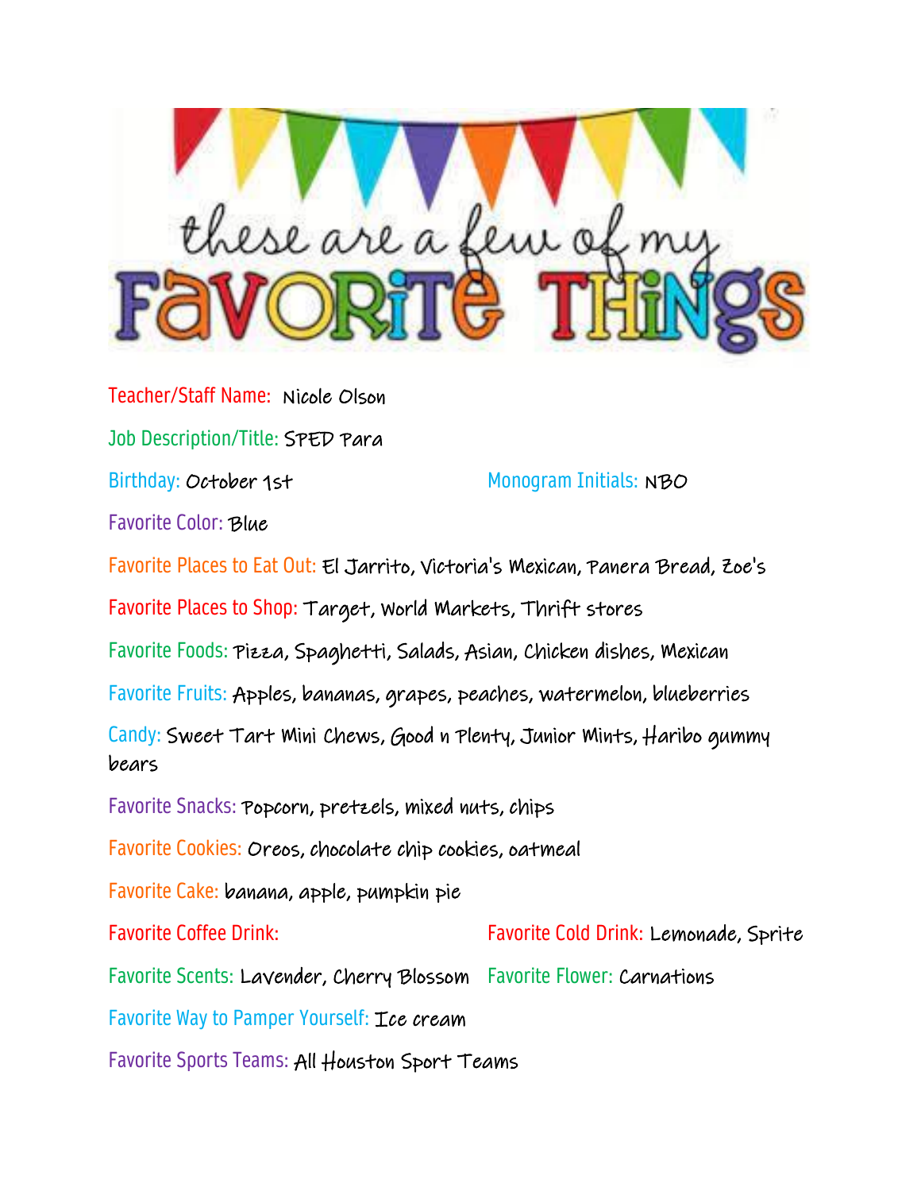# these are a few of my FAVORITE THINGS

**Teacher/Staff Name:** Nicole Olson

**Job Description/Title:** SPED Para

**Birthday:** October 1st

**Monogram Initials:** NBO

**Favorite Color:** Blue

**Favorite Places to Eat Out:** El Jarrito, Victoria's Mexican, Panera Bread, Zoe's

**Favorite Places to Shop:** Target, World Markets, Thrift stores

**Favorite Foods:** Pizza, Spaghetti, Salads, Asian, Chicken dishes, Mexican

**Favorite Fruits:** Apples, bananas, grapes, peaches, watermelon, blueberries

**Candy:** Sweet Tart Mini Chews, Good n Plenty, Junior Mints, Haribo gummy bears

**Favorite Snacks:** Popcorn, pretzels, mixed nuts, chips

**Favorite Cookies:** Oreos, chocolate chip cookies, oatmeal

**Favorite Cake:** banana, apple, pumpkin pie

**Favorite Coffee Drink:**

**Favorite Cold Drink:** Lemonade, Sprite

**Favorite Scents:** Lavender, Cherry Blossom

**Favorite Flower:** Carnations

**Favorite Way to Pamper Yourself:** Ice cream

**Favorite Sports Teams:** All Houston Sport Teams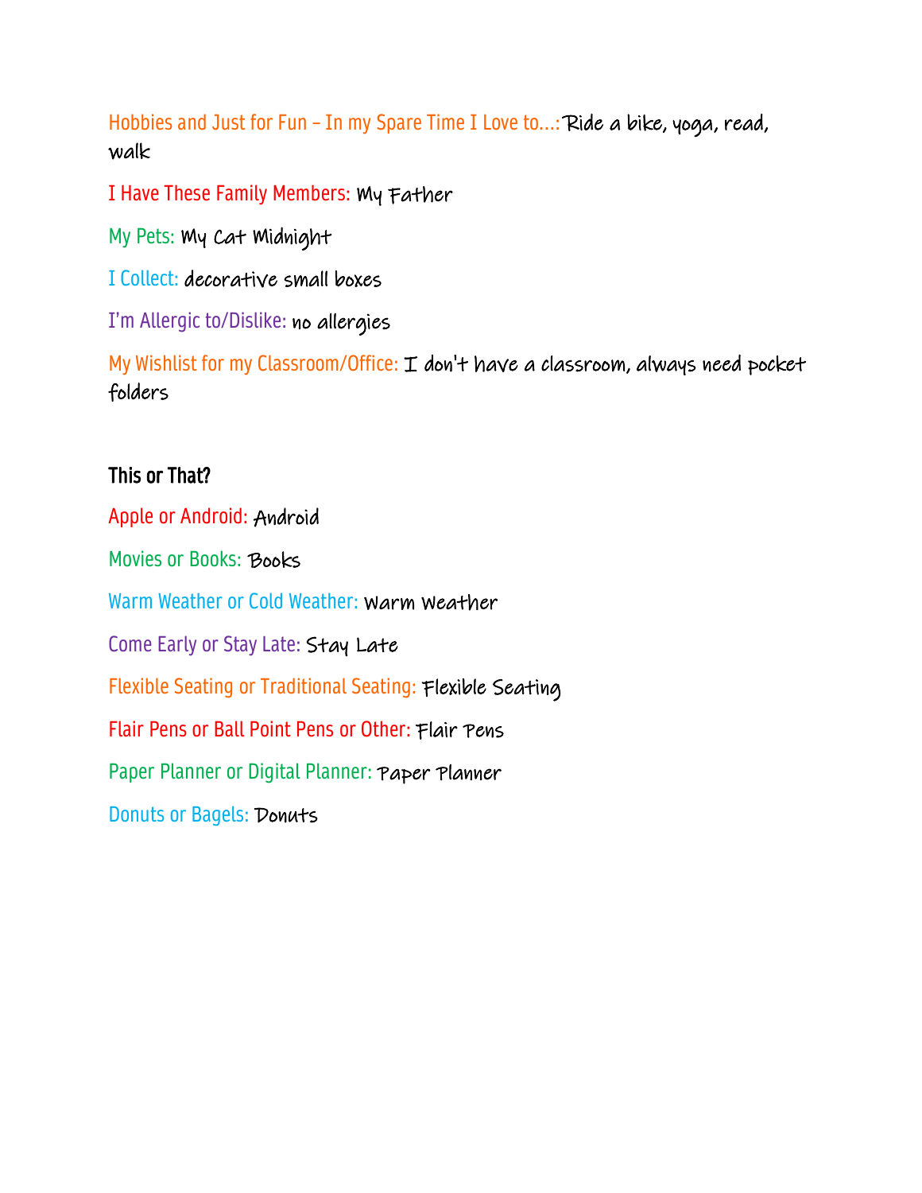Hobbies and Just for Fun – In my Spare Time I Love to…: Ride a bike, yoga, read, walk

I Have These Family Members: My Father

My Pets: My Cat Midnight

I Collect: decorative small boxes

I'm Allergic to/Dislike: no allergies

My Wishlist for my Classroom/Office: I don't have a classroom, always need pocket folders

**This or That?**

Apple or Android: Android

Movies or Books: Books

Warm Weather or Cold Weather: Warm Weather

Come Early or Stay Late: Stay Late

Flexible Seating or Traditional Seating: Flexible Seating

Flair Pens or Ball Point Pens or Other: Flair Pens

Paper Planner or Digital Planner: Paper Planner

Donuts or Bagels: Donuts